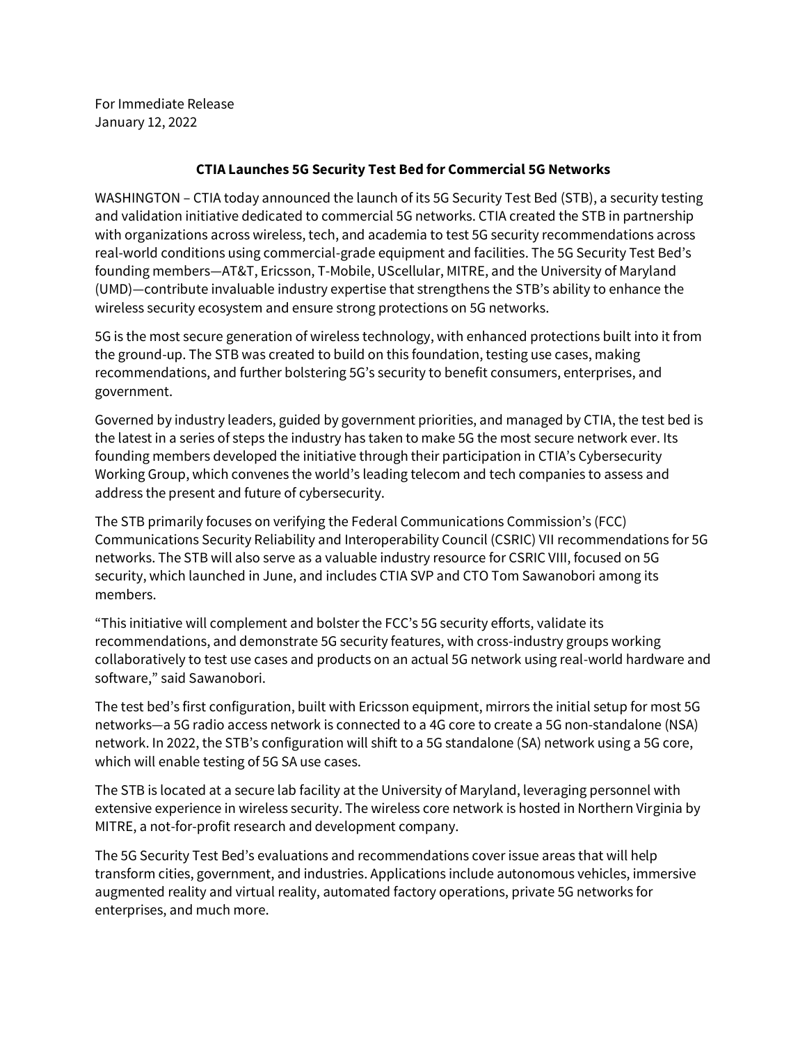For Immediate Release
January 12, 2022

## CTIA Launches 5G Security Test Bed for Commercial 5G Networks

WASHINGTON – CTIA today announced the launch of its 5G Security Test Bed (STB), a security testing and validation initiative dedicated to commercial 5G networks. CTIA created the STB in partnership with organizations across wireless, tech, and academia to test 5G security recommendations across real-world conditions using commercial-grade equipment and facilities. The 5G Security Test Bed's founding members—AT&T, Ericsson, T-Mobile, UScellular, MITRE, and the University of Maryland (UMD)—contribute invaluable industry expertise that strengthens the STB's ability to enhance the wireless security ecosystem and ensure strong protections on 5G networks.

5G is the most secure generation of wireless technology, with enhanced protections built into it from the ground-up. The STB was created to build on this foundation, testing use cases, making recommendations, and further bolstering 5G's security to benefit consumers, enterprises, and government.

Governed by industry leaders, guided by government priorities, and managed by CTIA, the test bed is the latest in a series of steps the industry has taken to make 5G the most secure network ever. Its founding members developed the initiative through their participation in CTIA's Cybersecurity Working Group, which convenes the world's leading telecom and tech companies to assess and address the present and future of cybersecurity.

The STB primarily focuses on verifying the Federal Communications Commission's (FCC) Communications Security Reliability and Interoperability Council (CSRIC) VII recommendations for 5G networks. The STB will also serve as a valuable industry resource for CSRIC VIII, focused on 5G security, which launched in June, and includes CTIA SVP and CTO Tom Sawanobori among its members.

"This initiative will complement and bolster the FCC's 5G security efforts, validate its recommendations, and demonstrate 5G security features, with cross-industry groups working collaboratively to test use cases and products on an actual 5G network using real-world hardware and software," said Sawanobori.

The test bed's first configuration, built with Ericsson equipment, mirrors the initial setup for most 5G networks—a 5G radio access network is connected to a 4G core to create a 5G non-standalone (NSA) network. In 2022, the STB's configuration will shift to a 5G standalone (SA) network using a 5G core, which will enable testing of 5G SA use cases.

The STB is located at a secure lab facility at the University of Maryland, leveraging personnel with extensive experience in wireless security. The wireless core network is hosted in Northern Virginia by MITRE, a not-for-profit research and development company.

The 5G Security Test Bed's evaluations and recommendations cover issue areas that will help transform cities, government, and industries. Applications include autonomous vehicles, immersive augmented reality and virtual reality, automated factory operations, private 5G networks for enterprises, and much more.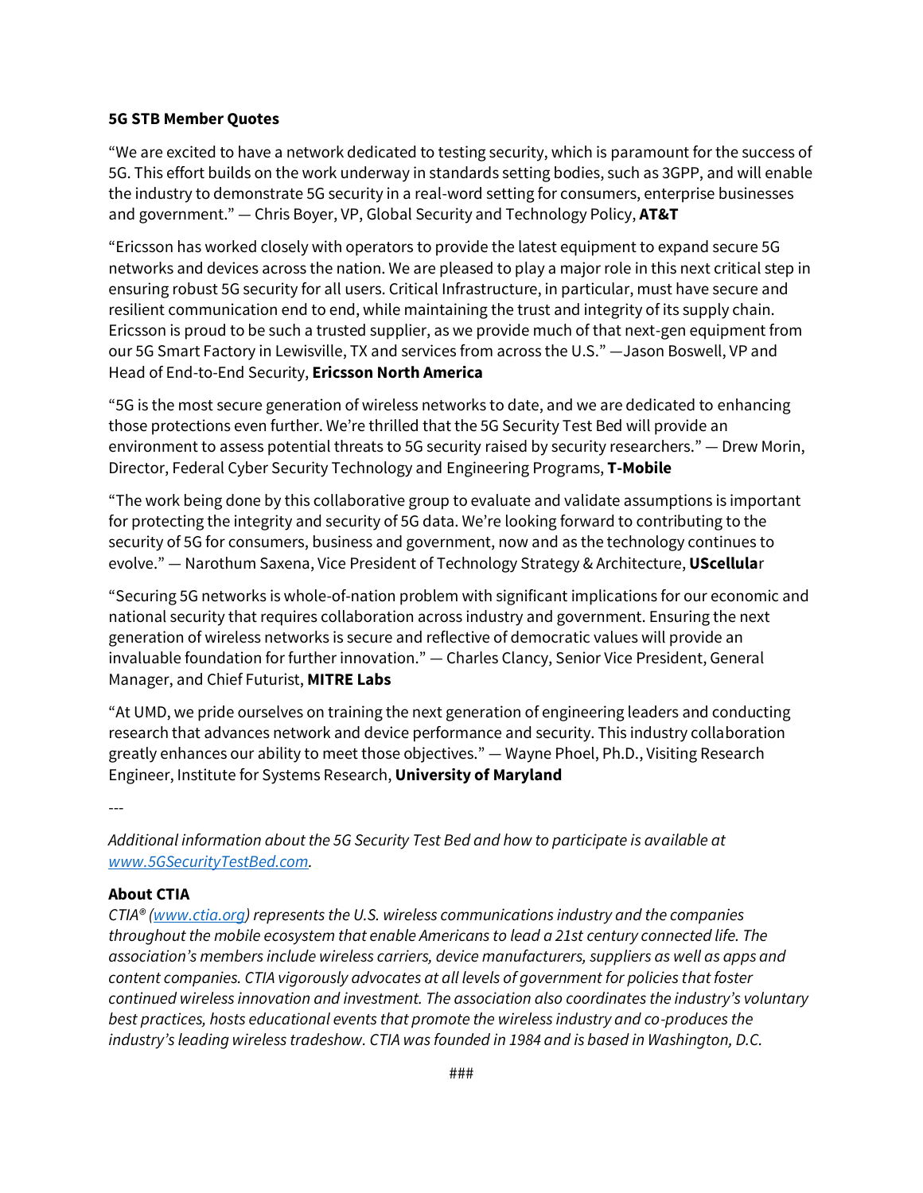**5G STB Member Quotes**

"We are excited to have a network dedicated to testing security, which is paramount for the success of 5G. This effort builds on the work underway in standards setting bodies, such as 3GPP, and will enable the industry to demonstrate 5G security in a real-word setting for consumers, enterprise businesses and government." — Chris Boyer, VP, Global Security and Technology Policy, **AT&T**

"Ericsson has worked closely with operators to provide the latest equipment to expand secure 5G networks and devices across the nation. We are pleased to play a major role in this next critical step in ensuring robust 5G security for all users. Critical Infrastructure, in particular, must have secure and resilient communication end to end, while maintaining the trust and integrity of its supply chain. Ericsson is proud to be such a trusted supplier, as we provide much of that next-gen equipment from our 5G Smart Factory in Lewisville, TX and services from across the U.S." —Jason Boswell, VP and Head of End-to-End Security, **Ericsson North America**

"5G is the most secure generation of wireless networks to date, and we are dedicated to enhancing those protections even further. We're thrilled that the 5G Security Test Bed will provide an environment to assess potential threats to 5G security raised by security researchers." — Drew Morin, Director, Federal Cyber Security Technology and Engineering Programs, **T-Mobile**

"The work being done by this collaborative group to evaluate and validate assumptions is important for protecting the integrity and security of 5G data. We're looking forward to contributing to the security of 5G for consumers, business and government, now and as the technology continues to evolve." — Narothum Saxena, Vice President of Technology Strategy & Architecture, **UScellula**r

"Securing 5G networks is whole-of-nation problem with significant implications for our economic and national security that requires collaboration across industry and government. Ensuring the next generation of wireless networks is secure and reflective of democratic values will provide an invaluable foundation for further innovation." — Charles Clancy, Senior Vice President, General Manager, and Chief Futurist, **MITRE Labs**

"At UMD, we pride ourselves on training the next generation of engineering leaders and conducting research that advances network and device performance and security. This industry collaboration greatly enhances our ability to meet those objectives." — Wayne Phoel, Ph.D., Visiting Research Engineer, Institute for Systems Research, **University of Maryland**

---

*Additional information about the 5G Security Test Bed and how to participate is available at [www.5GSecurityTestBed.com](www.5GSecurityTestBed.com).*

**About CTIA**

*CTIA® ([www.ctia.org](www.ctia.org)) represents the U.S. wireless communications industry and the companies throughout the mobile ecosystem that enable Americans to lead a 21st century connected life. The association's members include wireless carriers, device manufacturers, suppliers as well as apps and content companies. CTIA vigorously advocates at all levels of government for policies that foster continued wireless innovation and investment. The association also coordinates the industry's voluntary best practices, hosts educational events that promote the wireless industry and co-produces the industry's leading wireless tradeshow. CTIA was founded in 1984 and is based in Washington, D.C.*

###